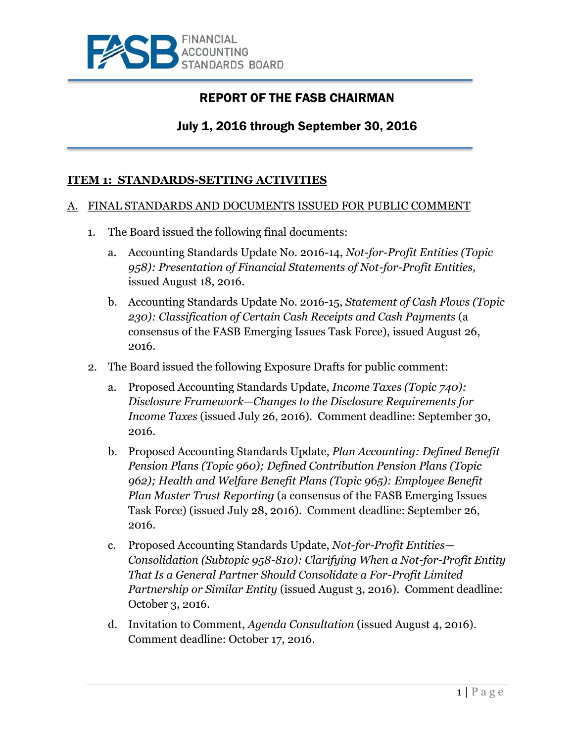FASB FINANCIAL ACCOUNTING STANDARDS BOARD

# REPORT OF THE FASB CHAIRMAN

## July 1, 2016 through September 30, 2016

### ITEM 1: STANDARDS-SETTING ACTIVITIES

#### A. FINAL STANDARDS AND DOCUMENTS ISSUED FOR PUBLIC COMMENT

1. The Board issued the following final documents:

   a. Accounting Standards Update No. 2016-14, *Not-for-Profit Entities (Topic 958): Presentation of Financial Statements of Not-for-Profit Entities,* issued August 18, 2016.

   b. Accounting Standards Update No. 2016-15, *Statement of Cash Flows (Topic 230): Classification of Certain Cash Receipts and Cash Payments* (a consensus of the FASB Emerging Issues Task Force), issued August 26, 2016.

2. The Board issued the following Exposure Drafts for public comment:

   a. Proposed Accounting Standards Update, *Income Taxes (Topic 740): Disclosure Framework—Changes to the Disclosure Requirements for Income Taxes* (issued July 26, 2016). Comment deadline: September 30, 2016.

   b. Proposed Accounting Standards Update, *Plan Accounting: Defined Benefit Pension Plans (Topic 960); Defined Contribution Pension Plans (Topic 962); Health and Welfare Benefit Plans (Topic 965): Employee Benefit Plan Master Trust Reporting* (a consensus of the FASB Emerging Issues Task Force) (issued July 28, 2016). Comment deadline: September 26, 2016.

   c. Proposed Accounting Standards Update, *Not-for-Profit Entities—Consolidation (Subtopic 958-810): Clarifying When a Not-for-Profit Entity That Is a General Partner Should Consolidate a For-Profit Limited Partnership or Similar Entity* (issued August 3, 2016). Comment deadline: October 3, 2016.

   d. Invitation to Comment, *Agenda Consultation* (issued August 4, 2016). Comment deadline: October 17, 2016.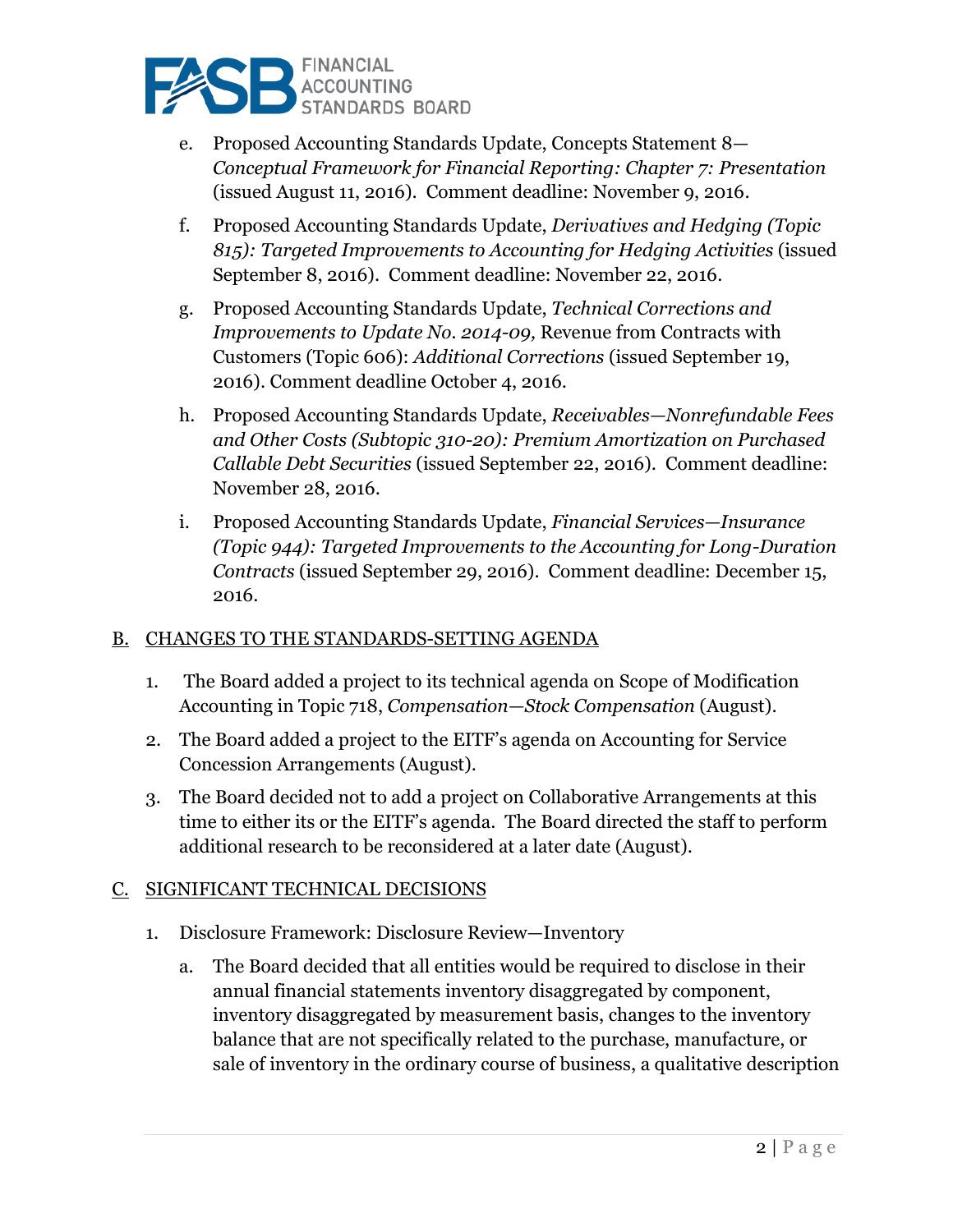e. Proposed Accounting Standards Update, Concepts Statement 8—*Conceptual Framework for Financial Reporting: Chapter 7: Presentation* (issued August 11, 2016). Comment deadline: November 9, 2016.

f. Proposed Accounting Standards Update, *Derivatives and Hedging (Topic 815): Targeted Improvements to Accounting for Hedging Activities* (issued September 8, 2016). Comment deadline: November 22, 2016.

g. Proposed Accounting Standards Update, *Technical Corrections and Improvements to Update No. 2014-09,* Revenue from Contracts with Customers (Topic 606): *Additional Corrections* (issued September 19, 2016). Comment deadline October 4, 2016.

h. Proposed Accounting Standards Update, *Receivables—Nonrefundable Fees and Other Costs (Subtopic 310-20): Premium Amortization on Purchased Callable Debt Securities* (issued September 22, 2016). Comment deadline: November 28, 2016.

i. Proposed Accounting Standards Update, *Financial Services—Insurance (Topic 944): Targeted Improvements to the Accounting for Long-Duration Contracts* (issued September 29, 2016). Comment deadline: December 15, 2016.

## B. CHANGES TO THE STANDARDS-SETTING AGENDA

1. The Board added a project to its technical agenda on Scope of Modification Accounting in Topic 718, *Compensation—Stock Compensation* (August).
2. The Board added a project to the EITF's agenda on Accounting for Service Concession Arrangements (August).
3. The Board decided not to add a project on Collaborative Arrangements at this time to either its or the EITF's agenda. The Board directed the staff to perform additional research to be reconsidered at a later date (August).

## C. SIGNIFICANT TECHNICAL DECISIONS

1. Disclosure Framework: Disclosure Review—Inventory

   a. The Board decided that all entities would be required to disclose in their annual financial statements inventory disaggregated by component, inventory disaggregated by measurement basis, changes to the inventory balance that are not specifically related to the purchase, manufacture, or sale of inventory in the ordinary course of business, a qualitative description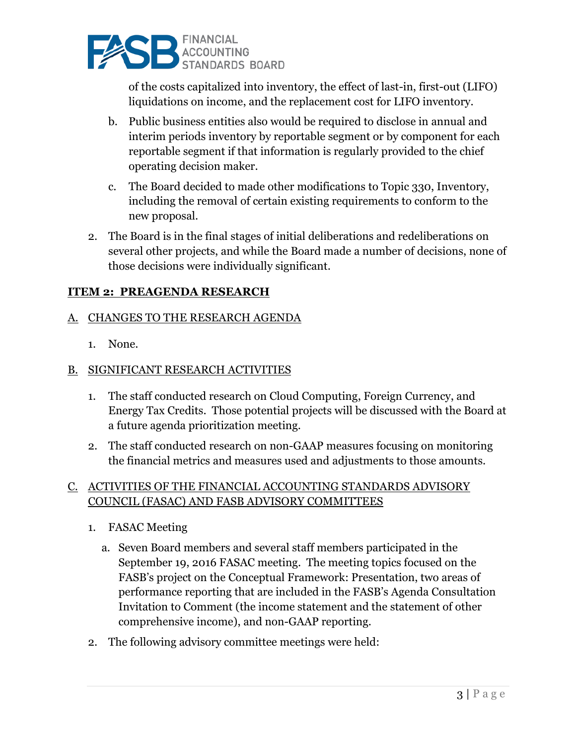of the costs capitalized into inventory, the effect of last-in, first-out (LIFO) liquidations on income, and the replacement cost for LIFO inventory.

  b. Public business entities also would be required to disclose in annual and interim periods inventory by reportable segment or by component for each reportable segment if that information is regularly provided to the chief operating decision maker.

  c. The Board decided to made other modifications to Topic 330, Inventory, including the removal of certain existing requirements to conform to the new proposal.

2. The Board is in the final stages of initial deliberations and redeliberations on several other projects, and while the Board made a number of decisions, none of those decisions were individually significant.

## ITEM 2: PREAGENDA RESEARCH

### A. CHANGES TO THE RESEARCH AGENDA

1. None.

### B. SIGNIFICANT RESEARCH ACTIVITIES

1. The staff conducted research on Cloud Computing, Foreign Currency, and Energy Tax Credits. Those potential projects will be discussed with the Board at a future agenda prioritization meeting.

2. The staff conducted research on non-GAAP measures focusing on monitoring the financial metrics and measures used and adjustments to those amounts.

### C. ACTIVITIES OF THE FINANCIAL ACCOUNTING STANDARDS ADVISORY COUNCIL (FASAC) AND FASB ADVISORY COMMITTEES

1. FASAC Meeting

   a. Seven Board members and several staff members participated in the September 19, 2016 FASAC meeting. The meeting topics focused on the FASB's project on the Conceptual Framework: Presentation, two areas of performance reporting that are included in the FASB's Agenda Consultation Invitation to Comment (the income statement and the statement of other comprehensive income), and non-GAAP reporting.

2. The following advisory committee meetings were held: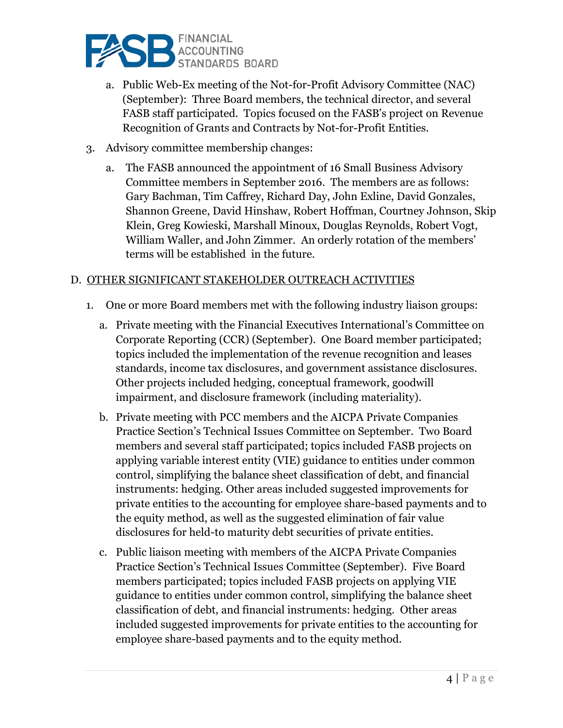a. Public Web-Ex meeting of the Not-for-Profit Advisory Committee (NAC) (September): Three Board members, the technical director, and several FASB staff participated. Topics focused on the FASB's project on Revenue Recognition of Grants and Contracts by Not-for-Profit Entities.

3. Advisory committee membership changes:

   a. The FASB announced the appointment of 16 Small Business Advisory Committee members in September 2016. The members are as follows: Gary Bachman, Tim Caffrey, Richard Day, John Exline, David Gonzales, Shannon Greene, David Hinshaw, Robert Hoffman, Courtney Johnson, Skip Klein, Greg Kowieski, Marshall Minoux, Douglas Reynolds, Robert Vogt, William Waller, and John Zimmer. An orderly rotation of the members' terms will be established in the future.

## D. OTHER SIGNIFICANT STAKEHOLDER OUTREACH ACTIVITIES

1. One or more Board members met with the following industry liaison groups:

   a. Private meeting with the Financial Executives International's Committee on Corporate Reporting (CCR) (September). One Board member participated; topics included the implementation of the revenue recognition and leases standards, income tax disclosures, and government assistance disclosures. Other projects included hedging, conceptual framework, goodwill impairment, and disclosure framework (including materiality).

   b. Private meeting with PCC members and the AICPA Private Companies Practice Section's Technical Issues Committee on September. Two Board members and several staff participated; topics included FASB projects on applying variable interest entity (VIE) guidance to entities under common control, simplifying the balance sheet classification of debt, and financial instruments: hedging. Other areas included suggested improvements for private entities to the accounting for employee share-based payments and to the equity method, as well as the suggested elimination of fair value disclosures for held-to maturity debt securities of private entities.

   c. Public liaison meeting with members of the AICPA Private Companies Practice Section's Technical Issues Committee (September). Five Board members participated; topics included FASB projects on applying VIE guidance to entities under common control, simplifying the balance sheet classification of debt, and financial instruments: hedging. Other areas included suggested improvements for private entities to the accounting for employee share-based payments and to the equity method.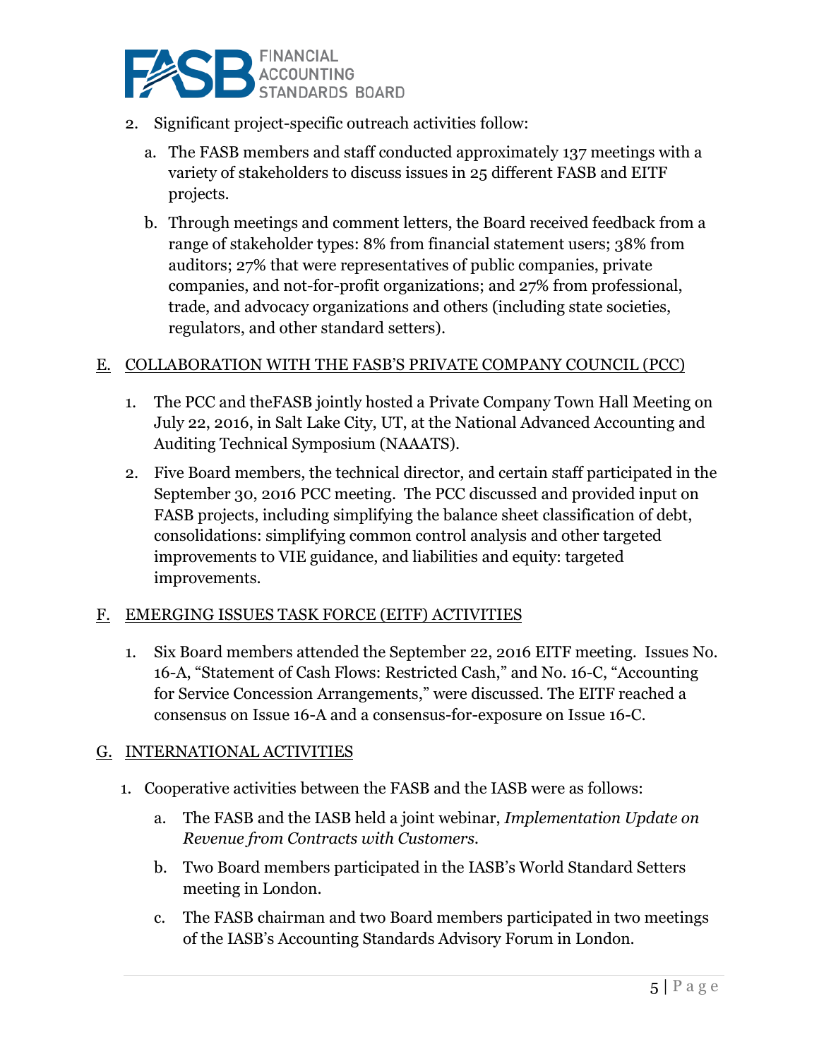2. Significant project-specific outreach activities follow:

   a. The FASB members and staff conducted approximately 137 meetings with a variety of stakeholders to discuss issues in 25 different FASB and EITF projects.

   b. Through meetings and comment letters, the Board received feedback from a range of stakeholder types: 8% from financial statement users; 38% from auditors; 27% that were representatives of public companies, private companies, and not-for-profit organizations; and 27% from professional, trade, and advocacy organizations and others (including state societies, regulators, and other standard setters).

## E. COLLABORATION WITH THE FASB'S PRIVATE COMPANY COUNCIL (PCC)

1. The PCC and theFASB jointly hosted a Private Company Town Hall Meeting on July 22, 2016, in Salt Lake City, UT, at the National Advanced Accounting and Auditing Technical Symposium (NAAATS).

2. Five Board members, the technical director, and certain staff participated in the September 30, 2016 PCC meeting. The PCC discussed and provided input on FASB projects, including simplifying the balance sheet classification of debt, consolidations: simplifying common control analysis and other targeted improvements to VIE guidance, and liabilities and equity: targeted improvements.

## F. EMERGING ISSUES TASK FORCE (EITF) ACTIVITIES

1. Six Board members attended the September 22, 2016 EITF meeting. Issues No. 16-A, "Statement of Cash Flows: Restricted Cash," and No. 16-C, "Accounting for Service Concession Arrangements," were discussed. The EITF reached a consensus on Issue 16-A and a consensus-for-exposure on Issue 16-C.

## G. INTERNATIONAL ACTIVITIES

1. Cooperative activities between the FASB and the IASB were as follows:

   a. The FASB and the IASB held a joint webinar, *Implementation Update on Revenue from Contracts with Customers*.

   b. Two Board members participated in the IASB's World Standard Setters meeting in London.

   c. The FASB chairman and two Board members participated in two meetings of the IASB's Accounting Standards Advisory Forum in London.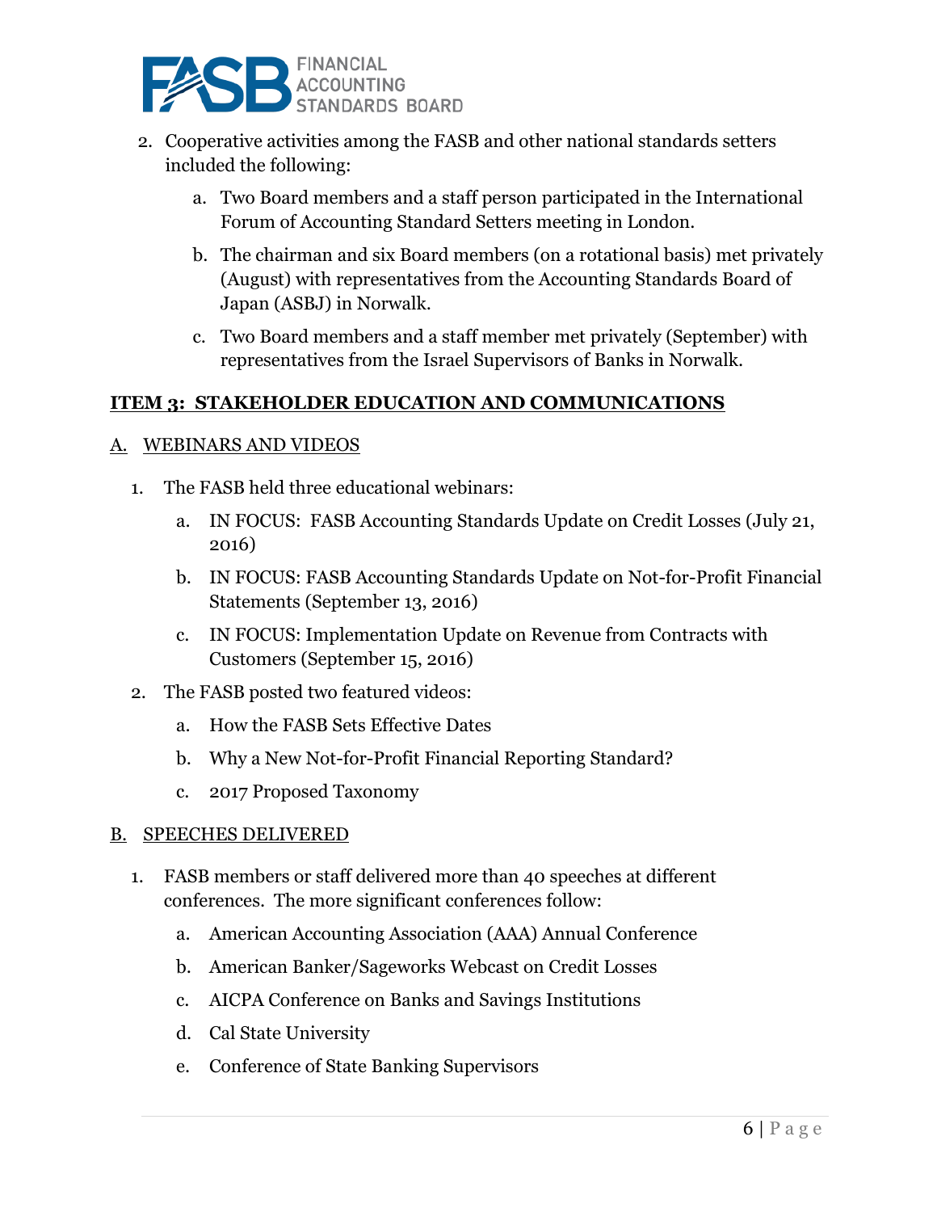2. Cooperative activities among the FASB and other national standards setters included the following:

   a. Two Board members and a staff person participated in the International Forum of Accounting Standard Setters meeting in London.

   b. The chairman and six Board members (on a rotational basis) met privately (August) with representatives from the Accounting Standards Board of Japan (ASBJ) in Norwalk.

   c. Two Board members and a staff member met privately (September) with representatives from the Israel Supervisors of Banks in Norwalk.

## ITEM 3: STAKEHOLDER EDUCATION AND COMMUNICATIONS

### A. WEBINARS AND VIDEOS

1. The FASB held three educational webinars:

   a. IN FOCUS: FASB Accounting Standards Update on Credit Losses (July 21, 2016)

   b. IN FOCUS: FASB Accounting Standards Update on Not-for-Profit Financial Statements (September 13, 2016)

   c. IN FOCUS: Implementation Update on Revenue from Contracts with Customers (September 15, 2016)

2. The FASB posted two featured videos:

   a. How the FASB Sets Effective Dates

   b. Why a New Not-for-Profit Financial Reporting Standard?

   c. 2017 Proposed Taxonomy

### B. SPEECHES DELIVERED

1. FASB members or staff delivered more than 40 speeches at different conferences. The more significant conferences follow:

   a. American Accounting Association (AAA) Annual Conference

   b. American Banker/Sageworks Webcast on Credit Losses

   c. AICPA Conference on Banks and Savings Institutions

   d. Cal State University

   e. Conference of State Banking Supervisors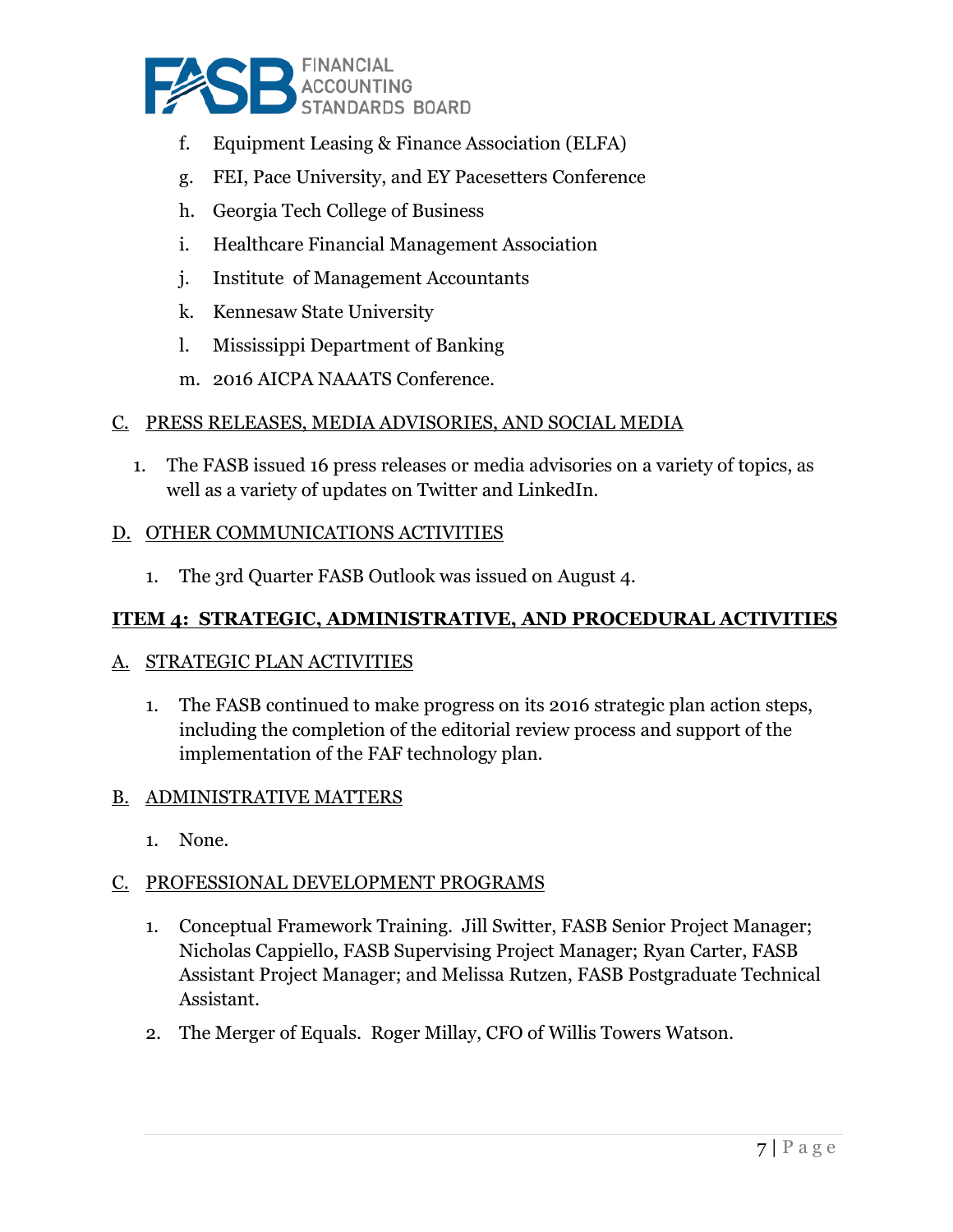f. Equipment Leasing & Finance Association (ELFA)

g. FEI, Pace University, and EY Pacesetters Conference

h. Georgia Tech College of Business

i. Healthcare Financial Management Association

j. Institute of Management Accountants

k. Kennesaw State University

l. Mississippi Department of Banking

m. 2016 AICPA NAAATS Conference.

C. PRESS RELEASES, MEDIA ADVISORIES, AND SOCIAL MEDIA

1. The FASB issued 16 press releases or media advisories on a variety of topics, as well as a variety of updates on Twitter and LinkedIn.

D. OTHER COMMUNICATIONS ACTIVITIES

1. The 3rd Quarter FASB Outlook was issued on August 4.

## ITEM 4: STRATEGIC, ADMINISTRATIVE, AND PROCEDURAL ACTIVITIES

A. STRATEGIC PLAN ACTIVITIES

1. The FASB continued to make progress on its 2016 strategic plan action steps, including the completion of the editorial review process and support of the implementation of the FAF technology plan.

B. ADMINISTRATIVE MATTERS

1. None.

C. PROFESSIONAL DEVELOPMENT PROGRAMS

1. Conceptual Framework Training. Jill Switter, FASB Senior Project Manager; Nicholas Cappiello, FASB Supervising Project Manager; Ryan Carter, FASB Assistant Project Manager; and Melissa Rutzen, FASB Postgraduate Technical Assistant.

2. The Merger of Equals. Roger Millay, CFO of Willis Towers Watson.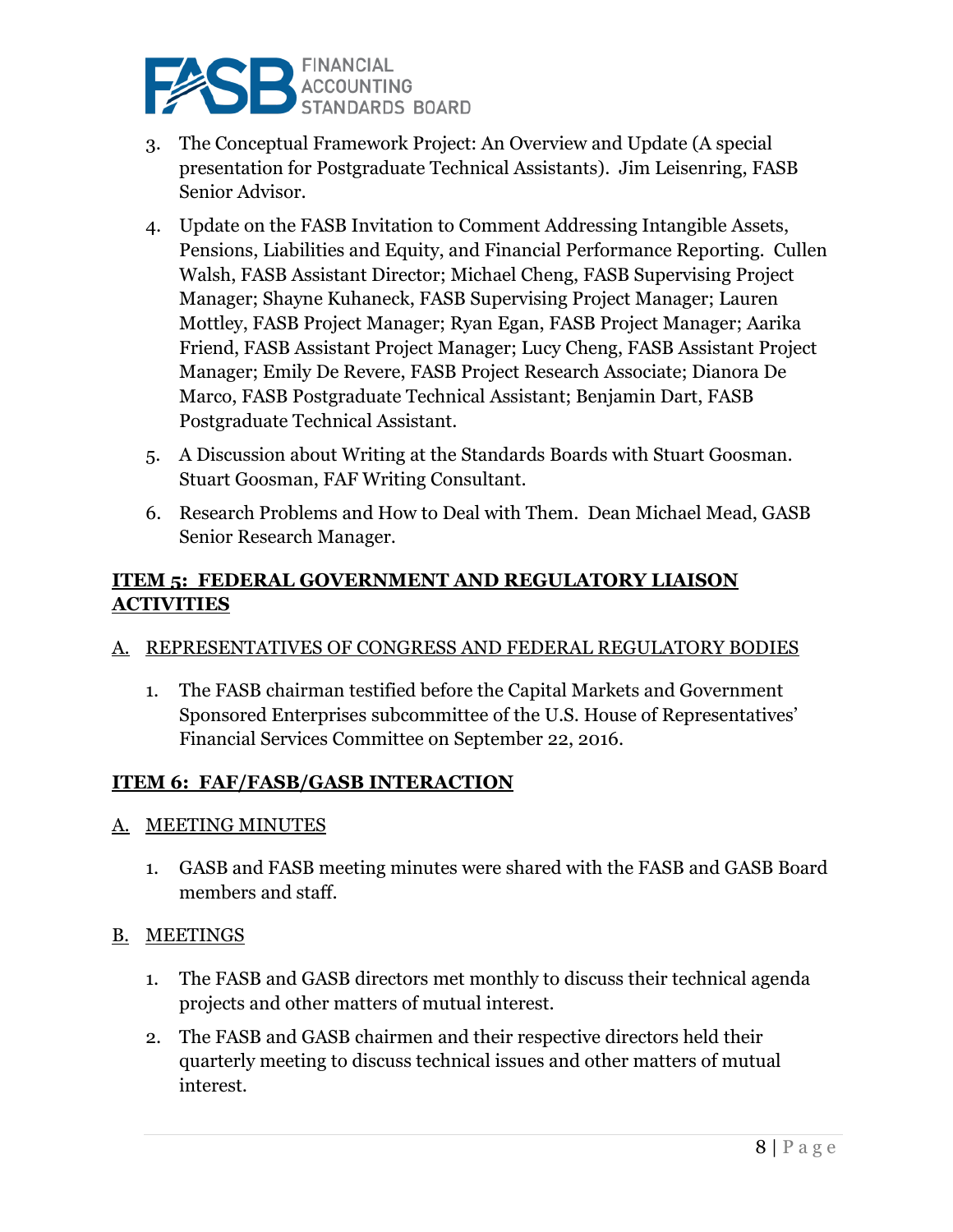3. The Conceptual Framework Project: An Overview and Update (A special presentation for Postgraduate Technical Assistants). Jim Leisenring, FASB Senior Advisor.

4. Update on the FASB Invitation to Comment Addressing Intangible Assets, Pensions, Liabilities and Equity, and Financial Performance Reporting. Cullen Walsh, FASB Assistant Director; Michael Cheng, FASB Supervising Project Manager; Shayne Kuhaneck, FASB Supervising Project Manager; Lauren Mottley, FASB Project Manager; Ryan Egan, FASB Project Manager; Aarika Friend, FASB Assistant Project Manager; Lucy Cheng, FASB Assistant Project Manager; Emily De Revere, FASB Project Research Associate; Dianora De Marco, FASB Postgraduate Technical Assistant; Benjamin Dart, FASB Postgraduate Technical Assistant.

5. A Discussion about Writing at the Standards Boards with Stuart Goosman. Stuart Goosman, FAF Writing Consultant.

6. Research Problems and How to Deal with Them. Dean Michael Mead, GASB Senior Research Manager.

## ITEM 5: FEDERAL GOVERNMENT AND REGULATORY LIAISON ACTIVITIES

### A. REPRESENTATIVES OF CONGRESS AND FEDERAL REGULATORY BODIES

1. The FASB chairman testified before the Capital Markets and Government Sponsored Enterprises subcommittee of the U.S. House of Representatives' Financial Services Committee on September 22, 2016.

## ITEM 6: FAF/FASB/GASB INTERACTION

### A. MEETING MINUTES

1. GASB and FASB meeting minutes were shared with the FASB and GASB Board members and staff.

### B. MEETINGS

1. The FASB and GASB directors met monthly to discuss their technical agenda projects and other matters of mutual interest.

2. The FASB and GASB chairmen and their respective directors held their quarterly meeting to discuss technical issues and other matters of mutual interest.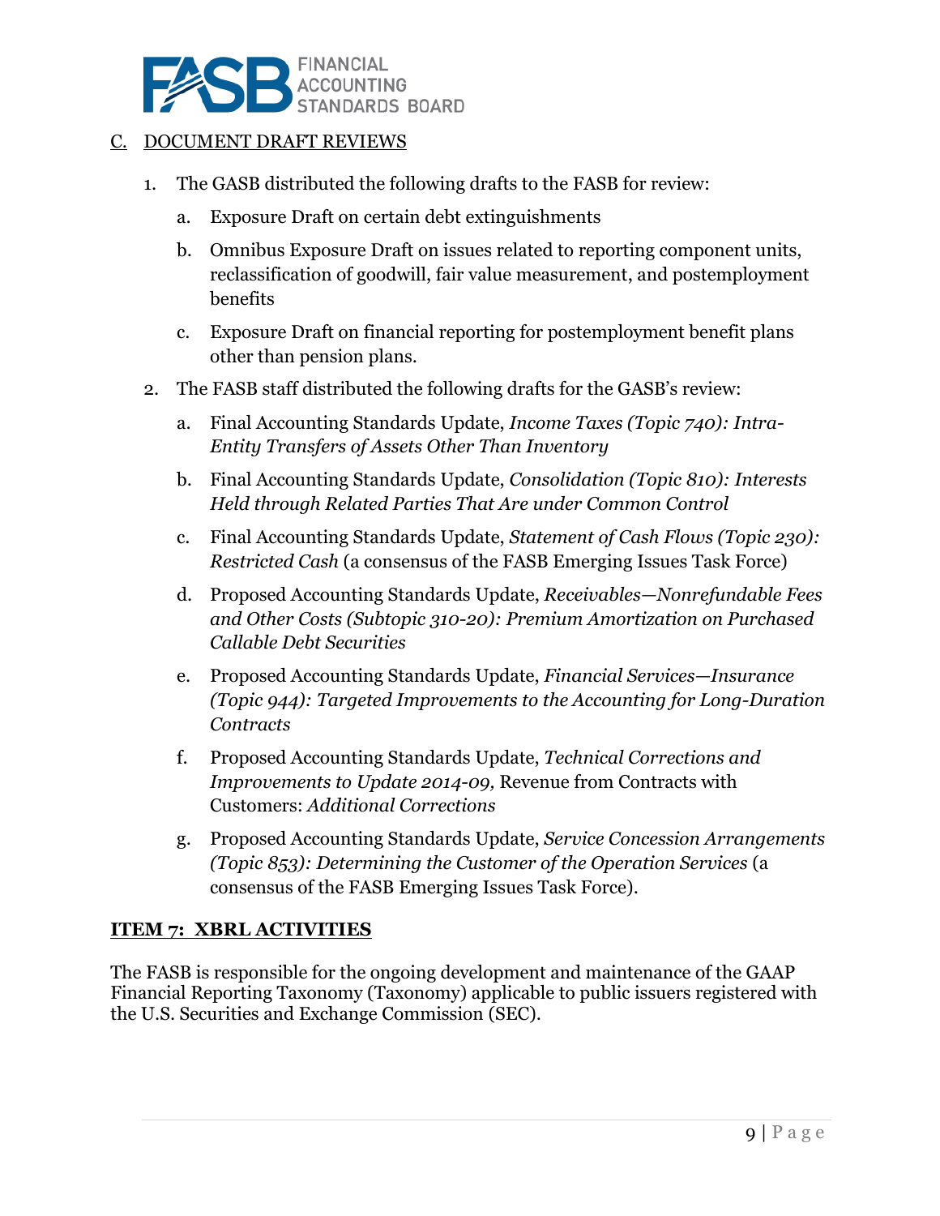C. DOCUMENT DRAFT REVIEWS

1. The GASB distributed the following drafts to the FASB for review:

   a. Exposure Draft on certain debt extinguishments

   b. Omnibus Exposure Draft on issues related to reporting component units, reclassification of goodwill, fair value measurement, and postemployment benefits

   c. Exposure Draft on financial reporting for postemployment benefit plans other than pension plans.

2. The FASB staff distributed the following drafts for the GASB's review:

   a. Final Accounting Standards Update, *Income Taxes (Topic 740): Intra-Entity Transfers of Assets Other Than Inventory*

   b. Final Accounting Standards Update, *Consolidation (Topic 810): Interests Held through Related Parties That Are under Common Control*

   c. Final Accounting Standards Update, *Statement of Cash Flows (Topic 230): Restricted Cash* (a consensus of the FASB Emerging Issues Task Force)

   d. Proposed Accounting Standards Update, *Receivables—Nonrefundable Fees and Other Costs (Subtopic 310-20): Premium Amortization on Purchased Callable Debt Securities*

   e. Proposed Accounting Standards Update, *Financial Services—Insurance (Topic 944): Targeted Improvements to the Accounting for Long-Duration Contracts*

   f. Proposed Accounting Standards Update, *Technical Corrections and Improvements to Update 2014-09,* Revenue from Contracts with Customers: *Additional Corrections*

   g. Proposed Accounting Standards Update, *Service Concession Arrangements (Topic 853): Determining the Customer of the Operation Services* (a consensus of the FASB Emerging Issues Task Force).

## ITEM 7: XBRL ACTIVITIES

The FASB is responsible for the ongoing development and maintenance of the GAAP Financial Reporting Taxonomy (Taxonomy) applicable to public issuers registered with the U.S. Securities and Exchange Commission (SEC).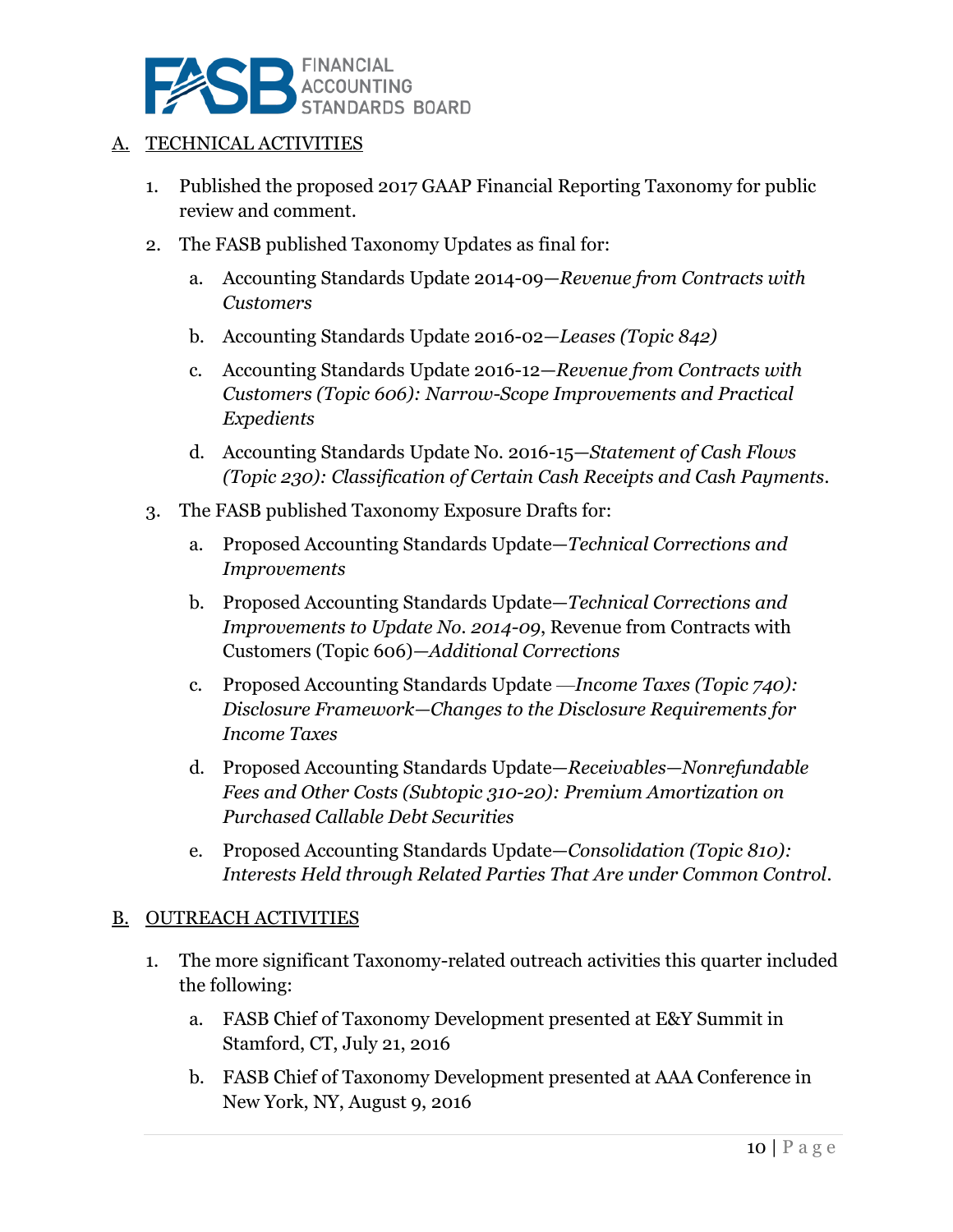## A. TECHNICAL ACTIVITIES

1. Published the proposed 2017 GAAP Financial Reporting Taxonomy for public review and comment.
2. The FASB published Taxonomy Updates as final for:
   a. Accounting Standards Update 2014-09—*Revenue from Contracts with Customers*
   b. Accounting Standards Update 2016-02—*Leases (Topic 842)*
   c. Accounting Standards Update 2016-12—*Revenue from Contracts with Customers (Topic 606): Narrow-Scope Improvements and Practical Expedients*
   d. Accounting Standards Update No. 2016-15—*Statement of Cash Flows (Topic 230): Classification of Certain Cash Receipts and Cash Payments*.
3. The FASB published Taxonomy Exposure Drafts for:
   a. Proposed Accounting Standards Update—*Technical Corrections and Improvements*
   b. Proposed Accounting Standards Update—*Technical Corrections and Improvements to Update No. 2014-09*, Revenue from Contracts with Customers (Topic 606)—*Additional Corrections*
   c. Proposed Accounting Standards Update —*Income Taxes (Topic 740): Disclosure Framework—Changes to the Disclosure Requirements for Income Taxes*
   d. Proposed Accounting Standards Update—*Receivables—Nonrefundable Fees and Other Costs (Subtopic 310-20): Premium Amortization on Purchased Callable Debt Securities*
   e. Proposed Accounting Standards Update—*Consolidation (Topic 810): Interests Held through Related Parties That Are under Common Control*.

## B. OUTREACH ACTIVITIES

1. The more significant Taxonomy-related outreach activities this quarter included the following:
   a. FASB Chief of Taxonomy Development presented at E&Y Summit in Stamford, CT, July 21, 2016
   b. FASB Chief of Taxonomy Development presented at AAA Conference in New York, NY, August 9, 2016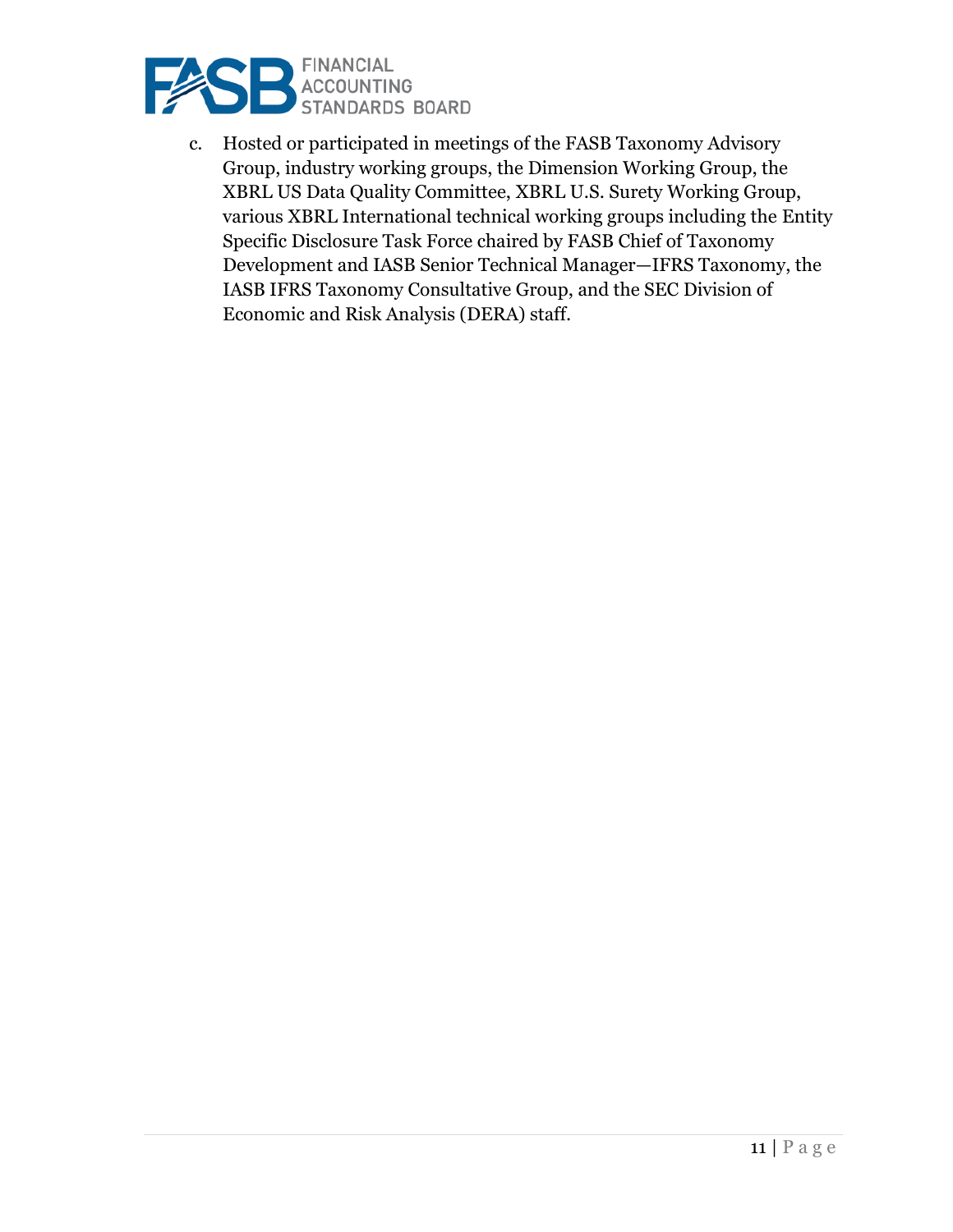c. Hosted or participated in meetings of the FASB Taxonomy Advisory Group, industry working groups, the Dimension Working Group, the XBRL US Data Quality Committee, XBRL U.S. Surety Working Group, various XBRL International technical working groups including the Entity Specific Disclosure Task Force chaired by FASB Chief of Taxonomy Development and IASB Senior Technical Manager—IFRS Taxonomy, the IASB IFRS Taxonomy Consultative Group, and the SEC Division of Economic and Risk Analysis (DERA) staff.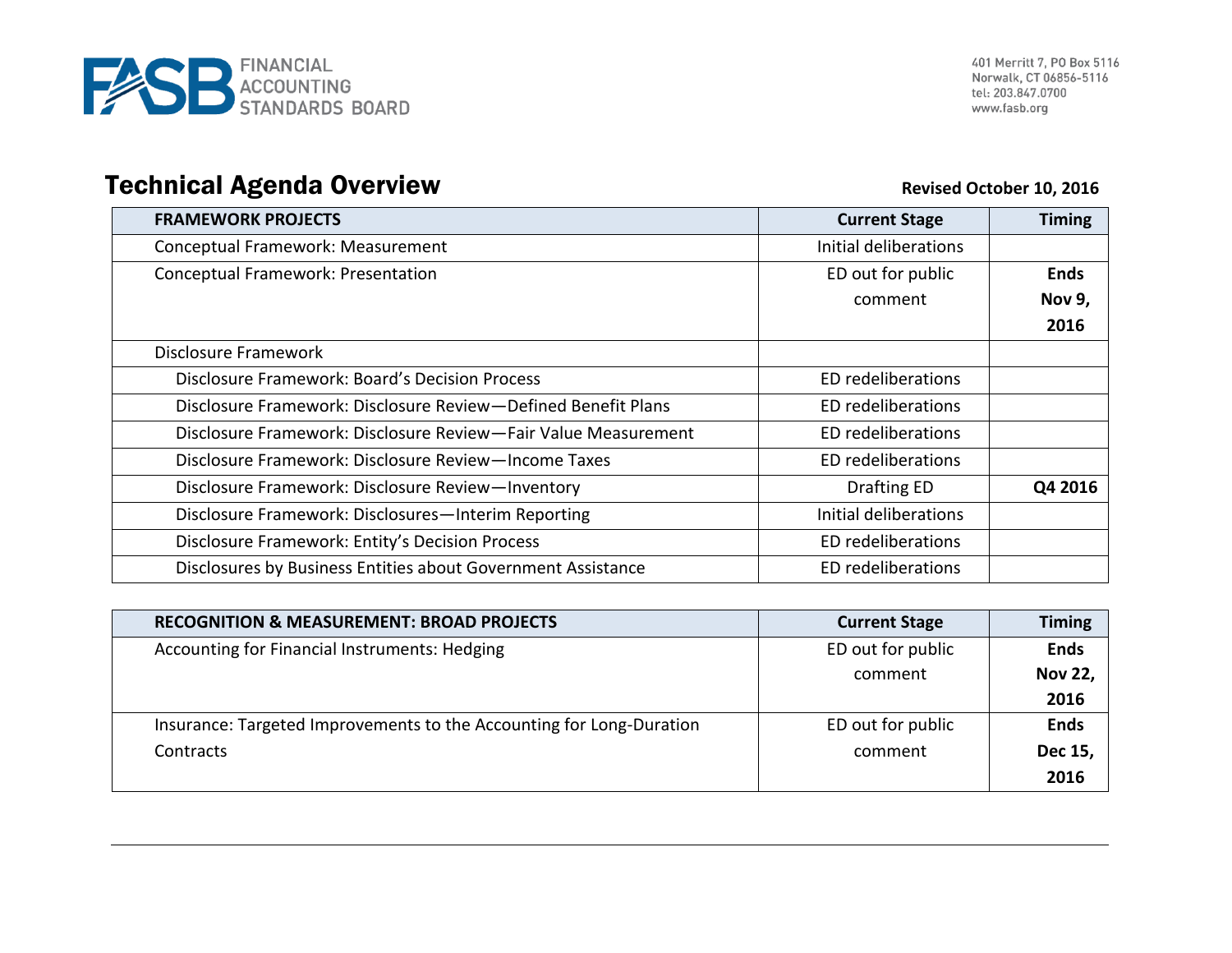# Technical Agenda Overview

**Revised October 10, 2016**

| FRAMEWORK PROJECTS | Current Stage | Timing |
|---|---|---|
| Conceptual Framework: Measurement | Initial deliberations | |
| Conceptual Framework: Presentation | ED out for public comment | **Ends Nov 9, 2016** |
| Disclosure Framework | | |
| Disclosure Framework: Board's Decision Process | ED redeliberations | |
| Disclosure Framework: Disclosure Review—Defined Benefit Plans | ED redeliberations | |
| Disclosure Framework: Disclosure Review—Fair Value Measurement | ED redeliberations | |
| Disclosure Framework: Disclosure Review—Income Taxes | ED redeliberations | |
| Disclosure Framework: Disclosure Review—Inventory | Drafting ED | **Q4 2016** |
| Disclosure Framework: Disclosures—Interim Reporting | Initial deliberations | |
| Disclosure Framework: Entity's Decision Process | ED redeliberations | |
| Disclosures by Business Entities about Government Assistance | ED redeliberations | |

| RECOGNITION & MEASUREMENT: BROAD PROJECTS | Current Stage | Timing |
|---|---|---|
| Accounting for Financial Instruments: Hedging | ED out for public comment | **Ends Nov 22, 2016** |
| Insurance: Targeted Improvements to the Accounting for Long-Duration Contracts | ED out for public comment | **Ends Dec 15, 2016** |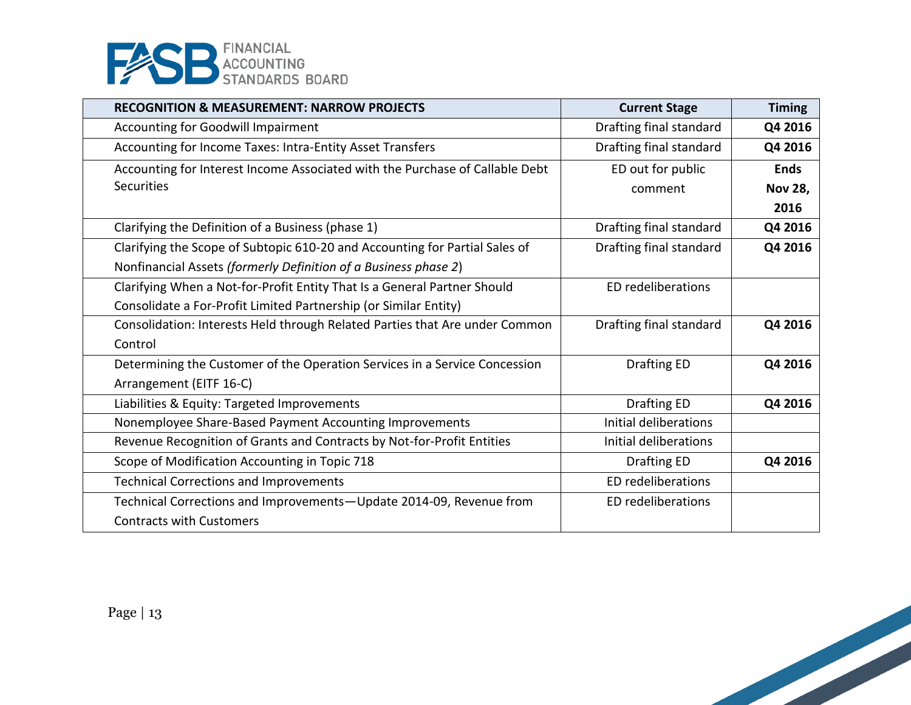| RECOGNITION & MEASUREMENT: NARROW PROJECTS | Current Stage | Timing |
|---|---|---|
| Accounting for Goodwill Impairment | Drafting final standard | **Q4 2016** |
| Accounting for Income Taxes: Intra-Entity Asset Transfers | Drafting final standard | **Q4 2016** |
| Accounting for Interest Income Associated with the Purchase of Callable Debt Securities | ED out for public comment | **Ends Nov 28, 2016** |
| Clarifying the Definition of a Business (phase 1) | Drafting final standard | **Q4 2016** |
| Clarifying the Scope of Subtopic 610-20 and Accounting for Partial Sales of Nonfinancial Assets *(formerly Definition of a Business phase 2*) | Drafting final standard | **Q4 2016** |
| Clarifying When a Not-for-Profit Entity That Is a General Partner Should Consolidate a For-Profit Limited Partnership (or Similar Entity) | ED redeliberations | |
| Consolidation: Interests Held through Related Parties that Are under Common Control | Drafting final standard | **Q4 2016** |
| Determining the Customer of the Operation Services in a Service Concession Arrangement (EITF 16-C) | Drafting ED | **Q4 2016** |
| Liabilities & Equity: Targeted Improvements | Drafting ED | **Q4 2016** |
| Nonemployee Share-Based Payment Accounting Improvements | Initial deliberations | |
| Revenue Recognition of Grants and Contracts by Not-for-Profit Entities | Initial deliberations | |
| Scope of Modification Accounting in Topic 718 | Drafting ED | **Q4 2016** |
| Technical Corrections and Improvements | ED redeliberations | |
| Technical Corrections and Improvements—Update 2014-09, Revenue from Contracts with Customers | ED redeliberations | |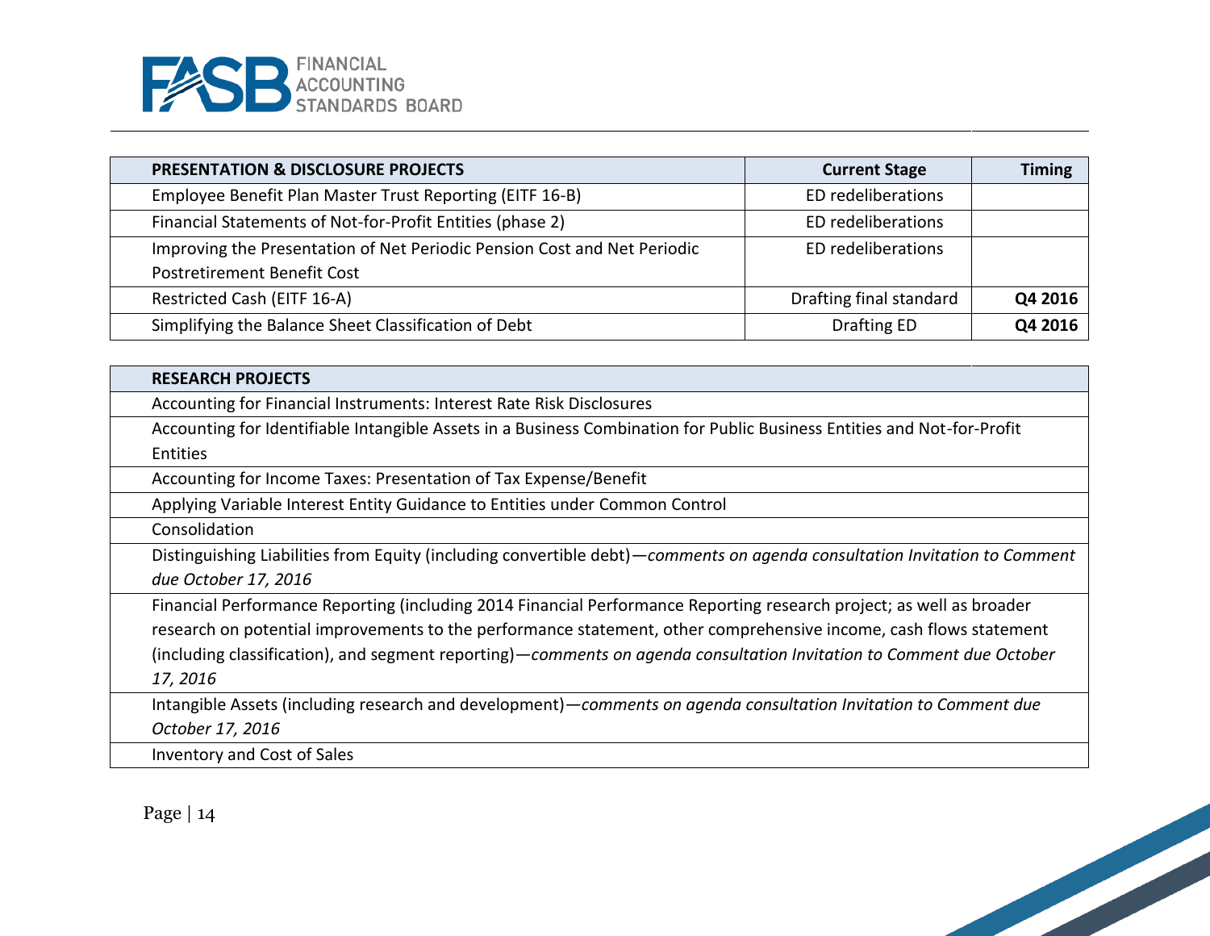| PRESENTATION & DISCLOSURE PROJECTS | Current Stage | Timing |
|---|---|---|
| Employee Benefit Plan Master Trust Reporting (EITF 16-B) | ED redeliberations | |
| Financial Statements of Not-for-Profit Entities (phase 2) | ED redeliberations | |
| Improving the Presentation of Net Periodic Pension Cost and Net Periodic Postretirement Benefit Cost | ED redeliberations | |
| Restricted Cash (EITF 16-A) | Drafting final standard | **Q4 2016** |
| Simplifying the Balance Sheet Classification of Debt | Drafting ED | **Q4 2016** |

| RESEARCH PROJECTS |
|---|
| Accounting for Financial Instruments: Interest Rate Risk Disclosures |
| Accounting for Identifiable Intangible Assets in a Business Combination for Public Business Entities and Not-for-Profit Entities |
| Accounting for Income Taxes: Presentation of Tax Expense/Benefit |
| Applying Variable Interest Entity Guidance to Entities under Common Control |
| Consolidation |
| Distinguishing Liabilities from Equity (including convertible debt)—*comments on agenda consultation Invitation to Comment due October 17, 2016* |
| Financial Performance Reporting (including 2014 Financial Performance Reporting research project; as well as broader research on potential improvements to the performance statement, other comprehensive income, cash flows statement (including classification), and segment reporting)—*comments on agenda consultation Invitation to Comment due October 17, 2016* |
| Intangible Assets (including research and development)—*comments on agenda consultation Invitation to Comment due October 17, 2016* |
| Inventory and Cost of Sales |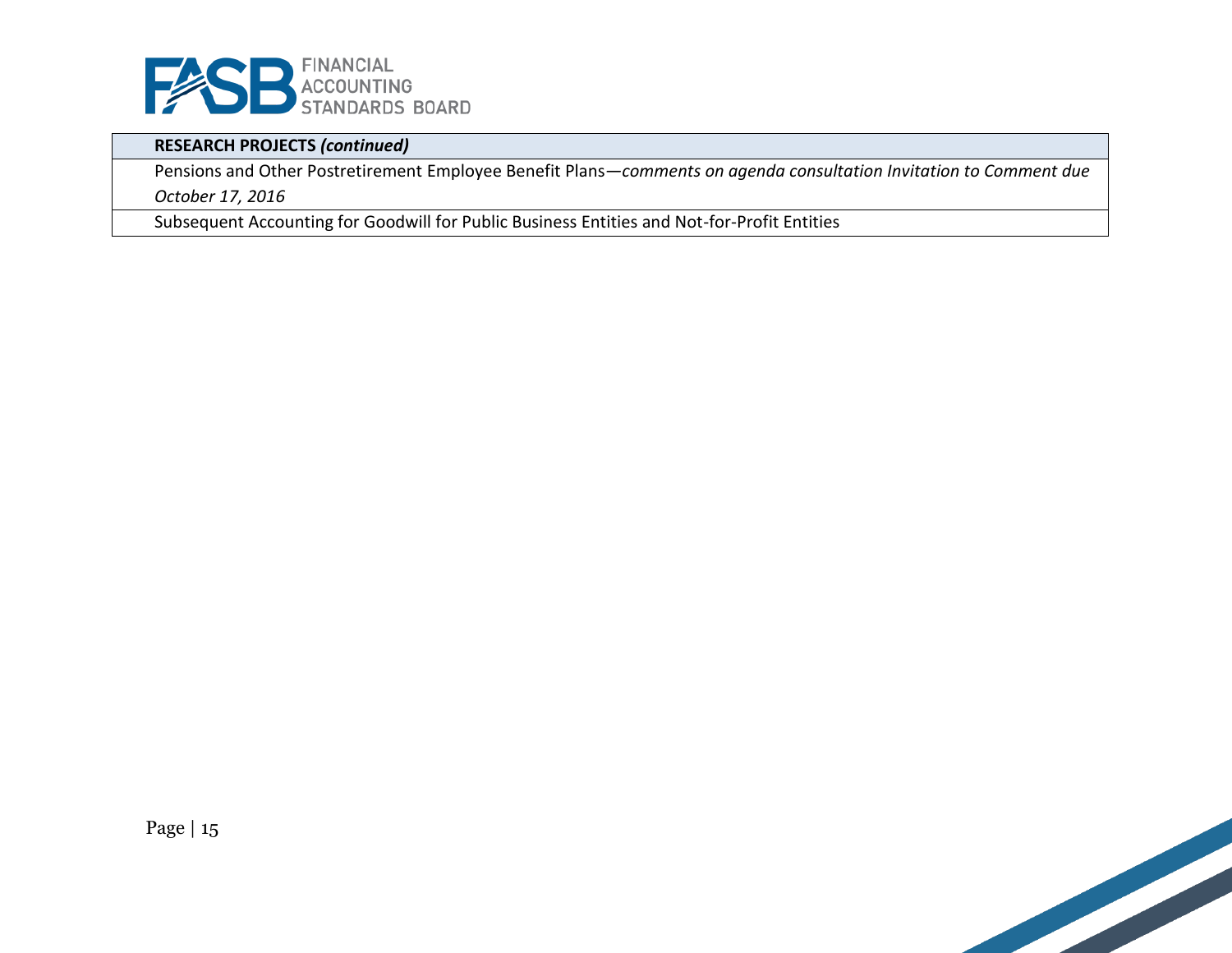| **RESEARCH PROJECTS *(continued)*** |
| --- |
| Pensions and Other Postretirement Employee Benefit Plans—*comments on agenda consultation Invitation to Comment due October 17, 2016* |
| Subsequent Accounting for Goodwill for Public Business Entities and Not-for-Profit Entities |